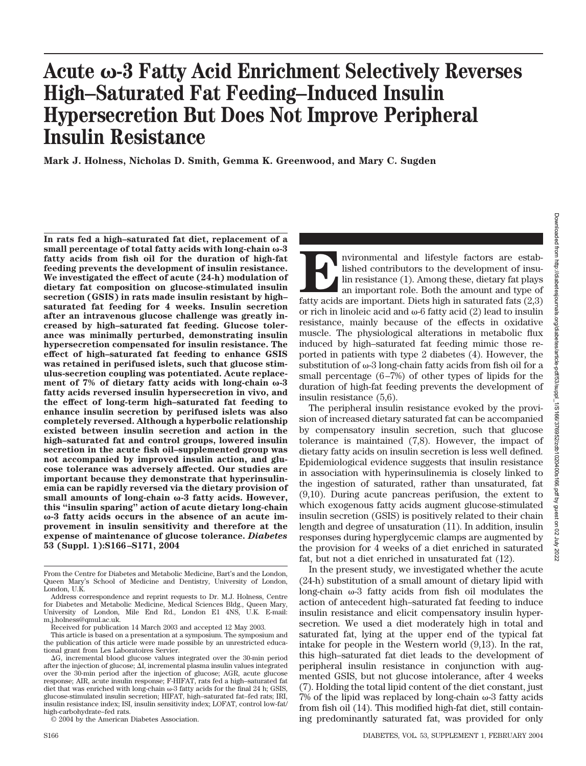# Acute ω-3 Fatty Acid Enrichment Selectively Reverses High–Saturated Fat Feeding–Induced Insulin Hypersecretion But Does Not Improve Peripheral Insulin Resistance

**Mark J. Holness, Nicholas D. Smith, Gemma K. Greenwood, and Mary C. Sugden**

**In rats fed a high–saturated fat diet, replacement of a small percentage of total fatty acids with long-chain ω-3 fatty acids from fish oil for the duration of high-fat feeding prevents the development of insulin resistance. We investigated the effect of acute (24-h) modulation of dietary fat composition on glucose-stimulated insulin secretion (GSIS) in rats made insulin resistant by high–saturated fat feeding for 4 weeks. Insulin secretion after an intravenous glucose challenge was greatly increased by high–saturated fat feeding. Glucose tolerance was minimally perturbed, demonstrating insulin hypersecretion compensated for insulin resistance. The effect of high–saturated fat feeding to enhance GSIS was retained in perifused islets, such that glucose stimulus-secretion coupling was potentiated. Acute replacement of 7% of dietary fatty acids with long-chain ω-3 fatty acids reversed insulin hypersecretion in vivo, and the effect of long-term high–saturated fat feeding to enhance insulin secretion by perifused islets was also completely reversed. Although a hyperbolic relationship existed between insulin secretion and action in the high–saturated fat and control groups, lowered insulin secretion in the acute fish oil–supplemented group was not accompanied by improved insulin action, and glucose tolerance was adversely affected. Our studies are important because they demonstrate that hyperinsulinemia can be rapidly reversed via the dietary provision of small amounts of long-chain ω-3 fatty acids. However, this "insulin sparing" action of acute dietary long-chain ω-3 fatty acids occurs in the absence of an acute improvement in insulin sensitivity and therefore at the expense of maintenance of glucose tolerance.** ***Diabetes*** **53 (Suppl. 1):S166–S171, 2004**

From the Centre for Diabetes and Metabolic Medicine, Bart's and the London, Queen Mary's School of Medicine and Dentistry, University of London, London, U.K.

Address correspondence and reprint requests to Dr. M.J. Holness, Centre for Diabetes and Metabolic Medicine, Medical Sciences Bldg., Queen Mary, University of London, Mile End Rd., London E1 4NS, U.K. E-mail: m.j.holness@qmul.ac.uk.

Received for publication 14 March 2003 and accepted 12 May 2003.

This article is based on a presentation at a symposium. The symposium and the publication of this article were made possible by an unrestricted educational grant from Les Laboratoires Servier.

ΔG, incremental blood glucose values integrated over the 30-min period after the injection of glucose; ΔI, incremental plasma insulin values integrated over the 30-min period after the injection of glucose; AGR, acute glucose response; AIR, acute insulin response; F-HIFAT, rats fed a high–saturated fat diet that was enriched with long-chain ω-3 fatty acids for the final 24 h; GSIS, glucose-stimulated insulin secretion; HIFAT, high–saturated fat–fed rats; IRI, insulin resistance index; ISI, insulin sensitivity index; LOFAT, control low-fat/high-carbohydrate–fed rats.

© 2004 by the American Diabetes Association.

Environmental and lifestyle factors are established contributors to the development of insulin resistance (1). Among these, dietary fat plays an important role. Both the amount and type of fatty acids are important. Diets high in saturated fats (2,3) or rich in linoleic acid and ω-6 fatty acid (2) lead to insulin resistance, mainly because of the effects in oxidative muscle. The physiological alterations in metabolic flux induced by high–saturated fat feeding mimic those reported in patients with type 2 diabetes (4). However, the substitution of ω-3 long-chain fatty acids from fish oil for a small percentage (6–7%) of other types of lipids for the duration of high-fat feeding prevents the development of insulin resistance (5,6).

The peripheral insulin resistance evoked by the provision of increased dietary saturated fat can be accompanied by compensatory insulin secretion, such that glucose tolerance is maintained (7,8). However, the impact of dietary fatty acids on insulin secretion is less well defined. Epidemiological evidence suggests that insulin resistance in association with hyperinsulinemia is closely linked to the ingestion of saturated, rather than unsaturated, fat (9,10). During acute pancreas perifusion, the extent to which exogenous fatty acids augment glucose-stimulated insulin secretion (GSIS) is positively related to their chain length and degree of unsaturation (11). In addition, insulin responses during hyperglycemic clamps are augmented by the provision for 4 weeks of a diet enriched in saturated fat, but not a diet enriched in unsaturated fat (12).

In the present study, we investigated whether the acute (24-h) substitution of a small amount of dietary lipid with long-chain ω-3 fatty acids from fish oil modulates the action of antecedent high–saturated fat feeding to induce insulin resistance and elicit compensatory insulin hypersecretion. We used a diet moderately high in total and saturated fat, lying at the upper end of the typical fat intake for people in the Western world (9,13). In the rat, this high–saturated fat diet leads to the development of peripheral insulin resistance in conjunction with augmented GSIS, but not glucose intolerance, after 4 weeks (7). Holding the total lipid content of the diet constant, just 7% of the lipid was replaced by long-chain ω-3 fatty acids from fish oil (14). This modified high-fat diet, still containing predominantly saturated fat, was provided for only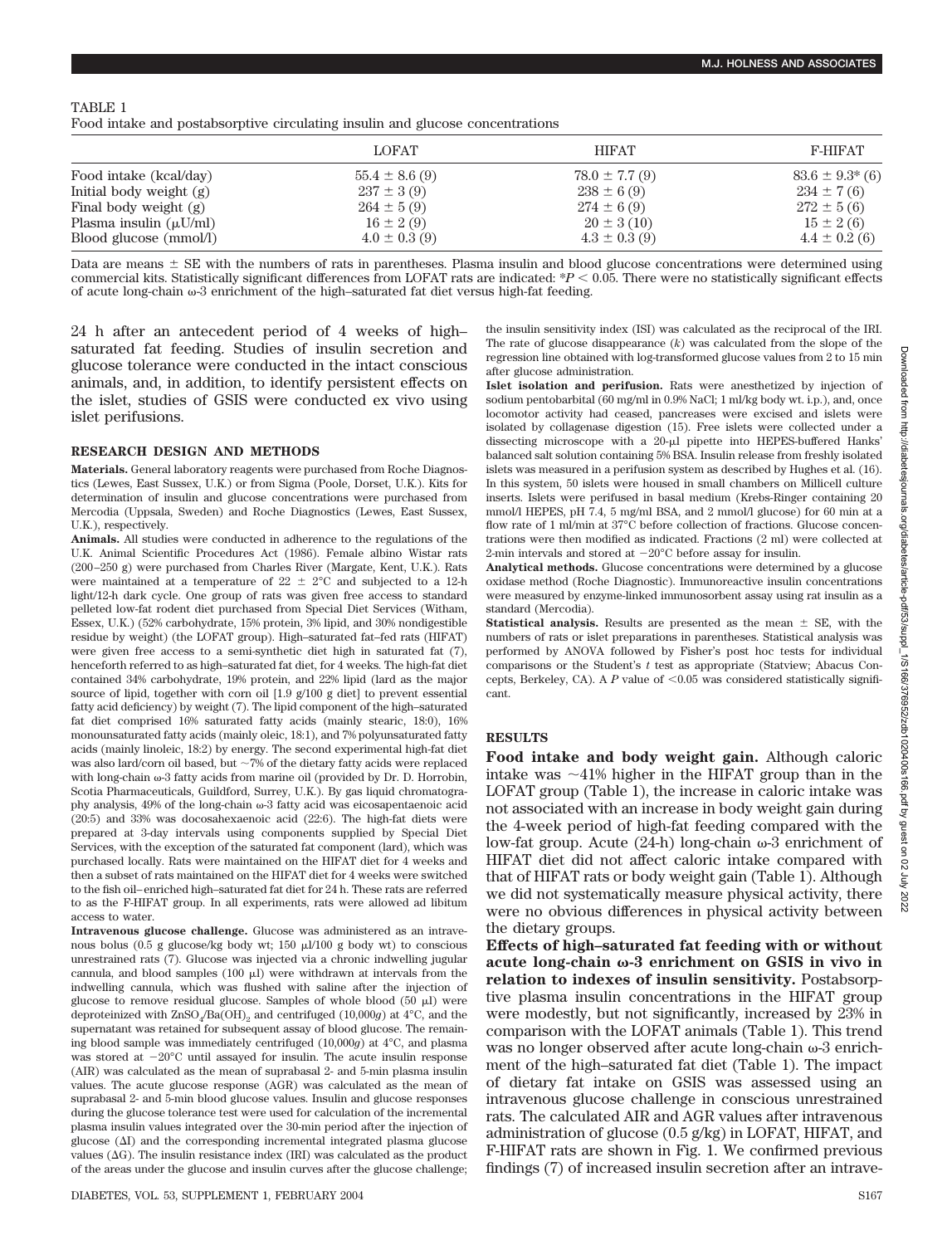TABLE 1
Food intake and postabsorptive circulating insulin and glucose concentrations

| | LOFAT | HIFAT | F-HIFAT |
|---|---|---|---|
| Food intake (kcal/day) | 55.4 ± 8.6 (9) | 78.0 ± 7.7 (9) | 83.6 ± 9.3* (6) |
| Initial body weight (g) | 237 ± 3 (9) | 238 ± 6 (9) | 234 ± 7 (6) |
| Final body weight (g) | 264 ± 5 (9) | 274 ± 6 (9) | 272 ± 5 (6) |
| Plasma insulin (μU/ml) | 16 ± 2 (9) | 20 ± 3 (10) | 15 ± 2 (6) |
| Blood glucose (mmol/l) | 4.0 ± 0.3 (9) | 4.3 ± 0.3 (9) | 4.4 ± 0.2 (6) |

Data are means ± SE with the numbers of rats in parentheses. Plasma insulin and blood glucose concentrations were determined using commercial kits. Statistically significant differences from LOFAT rats are indicated: *$P < 0.05$. There were no statistically significant effects of acute long-chain ω-3 enrichment of the high–saturated fat diet versus high-fat feeding.

24 h after an antecedent period of 4 weeks of high–saturated fat feeding. Studies of insulin secretion and glucose tolerance were conducted in the intact conscious animals, and, in addition, to identify persistent effects on the islet, studies of GSIS were conducted ex vivo using islet perifusions.

## RESEARCH DESIGN AND METHODS

**Materials.** General laboratory reagents were purchased from Roche Diagnostics (Lewes, East Sussex, U.K.) or from Sigma (Poole, Dorset, U.K.). Kits for determination of insulin and glucose concentrations were purchased from Mercodia (Uppsala, Sweden) and Roche Diagnostics (Lewes, East Sussex, U.K.), respectively.

**Animals.** All studies were conducted in adherence to the regulations of the U.K. Animal Scientific Procedures Act (1986). Female albino Wistar rats (200–250 g) were purchased from Charles River (Margate, Kent, U.K.). Rats were maintained at a temperature of 22 ± 2°C and subjected to a 12-h light/12-h dark cycle. One group of rats was given free access to standard pelleted low-fat rodent diet purchased from Special Diet Services (Witham, Essex, U.K.) (52% carbohydrate, 15% protein, 3% lipid, and 30% nondigestible residue by weight) (the LOFAT group). High–saturated fat–fed rats (HIFAT) were given free access to a semi-synthetic diet high in saturated fat (7), henceforth referred to as high–saturated fat diet, for 4 weeks. The high-fat diet contained 34% carbohydrate, 19% protein, and 22% lipid (lard as the major source of lipid, together with corn oil [1.9 g/100 g diet] to prevent essential fatty acid deficiency) by weight (7). The lipid component of the high–saturated fat diet comprised 16% saturated fatty acids (mainly stearic, 18:0), 16% monounsaturated fatty acids (mainly oleic, 18:1), and 7% polyunsaturated fatty acids (mainly linoleic, 18:2) by energy. The second experimental high-fat diet was also lard/corn oil based, but ~7% of the dietary fatty acids were replaced with long-chain ω-3 fatty acids from marine oil (provided by Dr. D. Horrobin, Scotia Pharmaceuticals, Guildford, Surrey, U.K.). By gas liquid chromatography analysis, 49% of the long-chain ω-3 fatty acid was eicosapentaenoic acid (20:5) and 33% was docosahexaenoic acid (22:6). The high-fat diets were prepared at 3-day intervals using components supplied by Special Diet Services, with the exception of the saturated fat component (lard), which was purchased locally. Rats were maintained on the HIFAT diet for 4 weeks and then a subset of rats maintained on the HIFAT diet for 4 weeks were switched to the fish oil–enriched high–saturated fat diet for 24 h. These rats are referred to as the F-HIFAT group. In all experiments, rats were allowed ad libitum access to water.

**Intravenous glucose challenge.** Glucose was administered as an intravenous bolus (0.5 g glucose/kg body wt; 150 μl/100 g body wt) to conscious unrestrained rats (7). Glucose was injected via a chronic indwelling jugular cannula, and blood samples (100 μl) were withdrawn at intervals from the indwelling cannula, which was flushed with saline after the injection of glucose to remove residual glucose. Samples of whole blood (50 μl) were deproteinized with $ZnSO_4/Ba(OH)_2$ and centrifuged (10,000*g*) at 4°C, and the supernatant was retained for subsequent assay of blood glucose. The remaining blood sample was immediately centrifuged (10,000*g*) at 4°C, and plasma was stored at −20°C until assayed for insulin. The acute insulin response (AIR) was calculated as the mean of suprabasal 2- and 5-min plasma insulin values. The acute glucose response (AGR) was calculated as the mean of suprabasal 2- and 5-min blood glucose values. Insulin and glucose responses during the glucose tolerance test were used for calculation of the incremental plasma insulin values integrated over the 30-min period after the injection of glucose (ΔI) and the corresponding incremental integrated plasma glucose values (ΔG). The insulin resistance index (IRI) was calculated as the product of the areas under the glucose and insulin curves after the glucose challenge; the insulin sensitivity index (ISI) was calculated as the reciprocal of the IRI. The rate of glucose disappearance ($k$) was calculated from the slope of the regression line obtained with log-transformed glucose values from 2 to 15 min after glucose administration.

**Islet isolation and perifusion.** Rats were anesthetized by injection of sodium pentobarbital (60 mg/ml in 0.9% NaCl; 1 ml/kg body wt. i.p.), and, once locomotor activity had ceased, pancreases were excised and islets were isolated by collagenase digestion (15). Free islets were collected under a dissecting microscope with a 20-μl pipette into HEPES-buffered Hanks' balanced salt solution containing 5% BSA. Insulin release from freshly isolated islets was measured in a perifusion system as described by Hughes et al. (16). In this system, 50 islets were housed in small chambers on Millicell culture inserts. Islets were perifused in basal medium (Krebs-Ringer containing 20 mmol/l HEPES, pH 7.4, 5 mg/ml BSA, and 2 mmol/l glucose) for 60 min at a flow rate of 1 ml/min at 37°C before collection of fractions. Glucose concentrations were then modified as indicated. Fractions (2 ml) were collected at 2-min intervals and stored at −20°C before assay for insulin.

**Analytical methods.** Glucose concentrations were determined by a glucose oxidase method (Roche Diagnostic). Immunoreactive insulin concentrations were measured by enzyme-linked immunosorbent assay using rat insulin as a standard (Mercodia).

**Statistical analysis.** Results are presented as the mean ± SE, with the numbers of rats or islet preparations in parentheses. Statistical analysis was performed by ANOVA followed by Fisher's post hoc tests for individual comparisons or the Student's *t* test as appropriate (Statview; Abacus Concepts, Berkeley, CA). A $P$ value of <0.05 was considered statistically significant.

## RESULTS

**Food intake and body weight gain.** Although caloric intake was ~41% higher in the HIFAT group than in the LOFAT group (Table 1), the increase in caloric intake was not associated with an increase in body weight gain during the 4-week period of high-fat feeding compared with the low-fat group. Acute (24-h) long-chain ω-3 enrichment of HIFAT diet did not affect caloric intake compared with that of HIFAT rats or body weight gain (Table 1). Although we did not systematically measure physical activity, there were no obvious differences in physical activity between the dietary groups.

**Effects of high–saturated fat feeding with or without acute long-chain ω-3 enrichment on GSIS in vivo in relation to indexes of insulin sensitivity.** Postabsorptive plasma insulin concentrations in the HIFAT group were modestly, but not significantly, increased by 23% in comparison with the LOFAT animals (Table 1). This trend was no longer observed after acute long-chain ω-3 enrichment of the high–saturated fat diet (Table 1). The impact of dietary fat intake on GSIS was assessed using an intravenous glucose challenge in conscious unrestrained rats. The calculated AIR and AGR values after intravenous administration of glucose (0.5 g/kg) in LOFAT, HIFAT, and F-HIFAT rats are shown in Fig. 1. We confirmed previous findings (7) of increased insulin secretion after an intrave-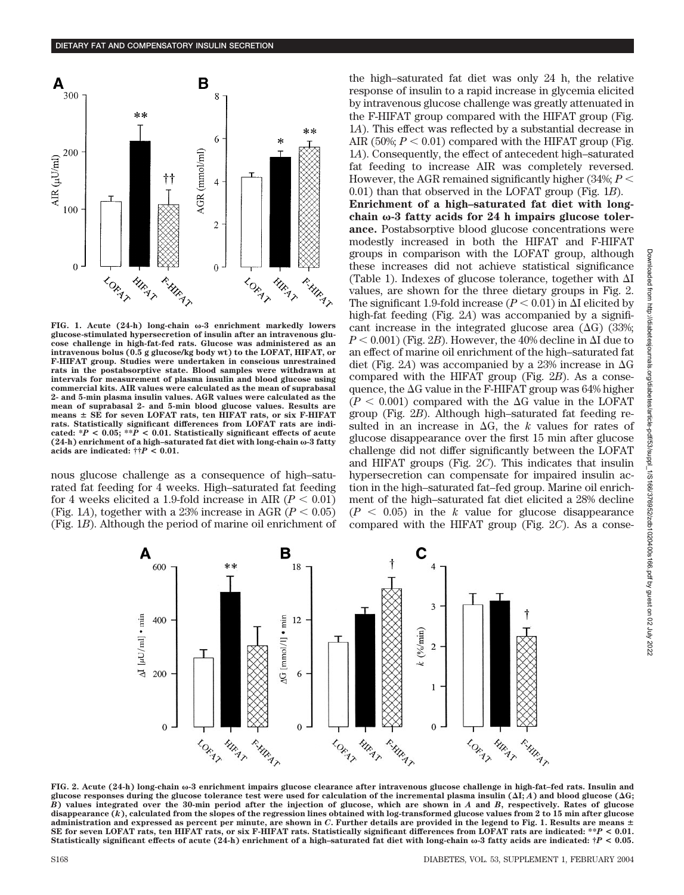FIG. 1. Acute (24-h) long-chain ω-3 enrichment markedly lowers glucose-stimulated hypersecretion of insulin after an intravenous glucose challenge in high-fat-fed rats. Glucose was administered as an intravenous bolus (0.5 g glucose/kg body wt) to the LOFAT, HIFAT, or F-HIFAT group. Studies were undertaken in conscious unrestrained rats in the postabsorptive state. Blood samples were withdrawn at intervals for measurement of plasma insulin and blood glucose using commercial kits. AIR values were calculated as the mean of suprabasal 2- and 5-min plasma insulin values. AGR values were calculated as the mean of suprabasal 2- and 5-min blood glucose values. Results are means ± SE for seven LOFAT rats, ten HIFAT rats, or six F-HIFAT rats. Statistically significant differences from LOFAT rats are indicated: $*P < 0.05$; $**P < 0.01$. Statistically significant effects of acute (24-h) enrichment of a high–saturated fat diet with long-chain ω-3 fatty acids are indicated: $††P < 0.01$.

nous glucose challenge as a consequence of high–saturated fat feeding for 4 weeks. High–saturated fat feeding for 4 weeks elicited a 1.9-fold increase in AIR ($P < 0.01$) (Fig. 1*A*), together with a 23% increase in AGR ($P < 0.05$) (Fig. 1*B*). Although the period of marine oil enrichment of the high–saturated fat diet was only 24 h, the relative response of insulin to a rapid increase in glycemia elicited by intravenous glucose challenge was greatly attenuated in the F-HIFAT group compared with the HIFAT group (Fig. 1*A*). This effect was reflected by a substantial decrease in AIR (50%; $P < 0.01$) compared with the HIFAT group (Fig. 1*A*). Consequently, the effect of antecedent high–saturated fat feeding to increase AIR was completely reversed. However, the AGR remained significantly higher (34%; $P < 0.01$) than that observed in the LOFAT group (Fig. 1*B*).

**Enrichment of a high–saturated fat diet with long-chain ω-3 fatty acids for 24 h impairs glucose tolerance.** Postabsorptive blood glucose concentrations were modestly increased in both the HIFAT and F-HIFAT groups in comparison with the LOFAT group, although these increases did not achieve statistical significance (Table 1). Indexes of glucose tolerance, together with ΔI values, are shown for the three dietary groups in Fig. 2. The significant 1.9-fold increase ($P < 0.01$) in ΔI elicited by high-fat feeding (Fig. 2*A*) was accompanied by a significant increase in the integrated glucose area (ΔG) (33%; $P < 0.001$) (Fig. 2*B*). However, the 40% decline in ΔI due to an effect of marine oil enrichment of the high–saturated fat diet (Fig. 2*A*) was accompanied by a 23% increase in ΔG compared with the HIFAT group (Fig. 2*B*). As a consequence, the ΔG value in the F-HIFAT group was 64% higher ($P < 0.001$) compared with the ΔG value in the LOFAT group (Fig. 2*B*). Although high–saturated fat feeding resulted in an increase in ΔG, the *k* values for rates of glucose disappearance over the first 15 min after glucose challenge did not differ significantly between the LOFAT and HIFAT groups (Fig. 2*C*). This indicates that insulin hypersecretion can compensate for impaired insulin action in the high–saturated fat–fed group. Marine oil enrichment of the high–saturated fat diet elicited a 28% decline ($P < 0.05$) in the *k* value for glucose disappearance compared with the HIFAT group (Fig. 2*C*). As a conse-

FIG. 2. Acute (24-h) long-chain ω-3 enrichment impairs glucose clearance after intravenous glucose challenge in high-fat–fed rats. Insulin and glucose responses during the glucose tolerance test were used for calculation of the incremental plasma insulin (ΔI; *A*) and blood glucose (ΔG; *B*) values integrated over the 30-min period after the injection of glucose, which are shown in *A* and *B*, respectively. Rates of glucose disappearance (*k*), calculated from the slopes of the regression lines obtained with log-transformed glucose values from 2 to 15 min after glucose administration and expressed as percent per minute, are shown in *C*. Further details are provided in the legend to Fig. 1. Results are means ± SE for seven LOFAT rats, ten HIFAT rats, or six F-HIFAT rats. Statistically significant differences from LOFAT rats are indicated: $**P < 0.01$. Statistically significant effects of acute (24-h) enrichment of a high–saturated fat diet with long-chain ω-3 fatty acids are indicated: $†P < 0.05$.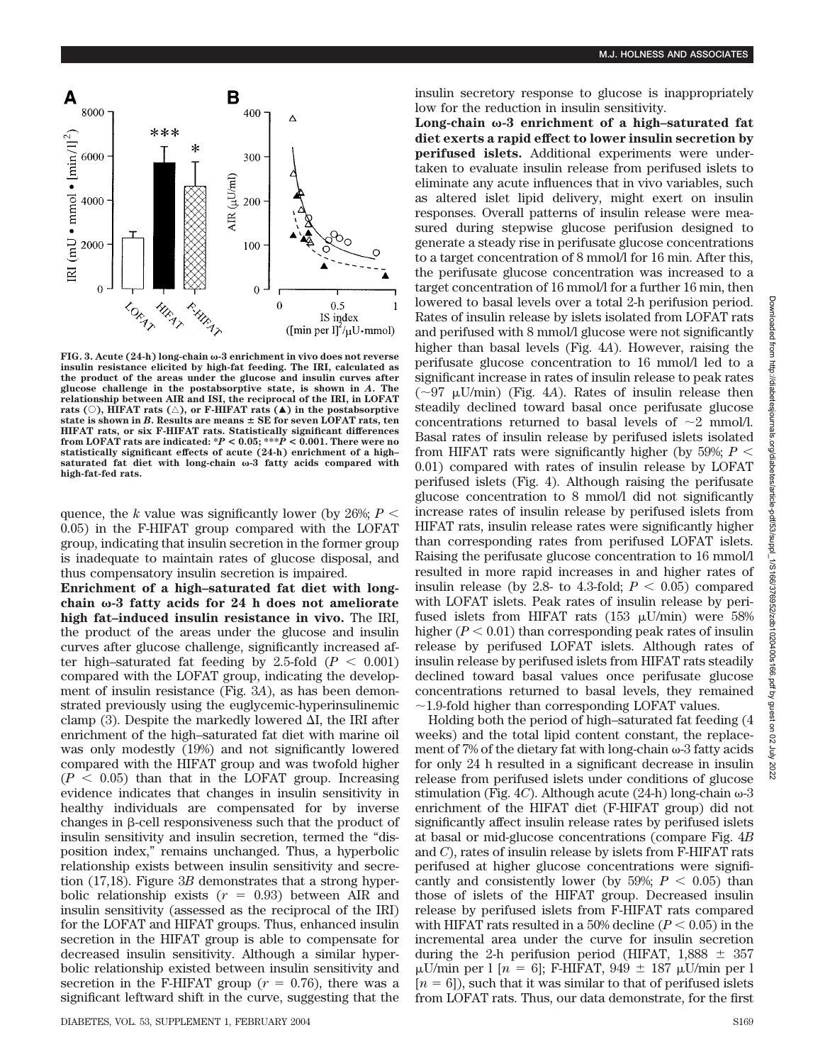FIG. 3. Acute (24-h) long-chain ω-3 enrichment in vivo does not reverse insulin resistance elicited by high-fat feeding. The IRI, calculated as the product of the areas under the glucose and insulin curves after glucose challenge in the postabsorptive state, is shown in *A*. The relationship between AIR and ISI, the reciprocal of the IRI, in LOFAT rats (○), HIFAT rats (△), or F-HIFAT rats (▲) in the postabsorptive state is shown in *B*. Results are means ± SE for seven LOFAT rats, ten HIFAT rats, or six F-HIFAT rats. Statistically significant differences from LOFAT rats are indicated: \*$P < 0.05$; \*\*\*$P < 0.001$. There were no statistically significant effects of acute (24-h) enrichment of a high–saturated fat diet with long-chain ω-3 fatty acids compared with high-fat-fed rats.

quence, the *k* value was significantly lower (by 26%; $P < 0.05$) in the F-HIFAT group compared with the LOFAT group, indicating that insulin secretion in the former group is inadequate to maintain rates of glucose disposal, and thus compensatory insulin secretion is impaired.

**Enrichment of a high–saturated fat diet with long-chain ω-3 fatty acids for 24 h does not ameliorate high fat–induced insulin resistance in vivo.** The IRI, the product of the areas under the glucose and insulin curves after glucose challenge, significantly increased after high–saturated fat feeding by 2.5-fold ($P < 0.001$) compared with the LOFAT group, indicating the development of insulin resistance (Fig. 3*A*), as has been demonstrated previously using the euglycemic-hyperinsulinemic clamp (3). Despite the markedly lowered ΔI, the IRI after enrichment of the high–saturated fat diet with marine oil was only modestly (19%) and not significantly lowered compared with the HIFAT group and was twofold higher ($P < 0.05$) than that in the LOFAT group. Increasing evidence indicates that changes in insulin sensitivity in healthy individuals are compensated for by inverse changes in β-cell responsiveness such that the product of insulin sensitivity and insulin secretion, termed the "disposition index," remains unchanged. Thus, a hyperbolic relationship exists between insulin sensitivity and secretion (17,18). Figure 3*B* demonstrates that a strong hyperbolic relationship exists ($r = 0.93$) between AIR and insulin sensitivity (assessed as the reciprocal of the IRI) for the LOFAT and HIFAT groups. Thus, enhanced insulin secretion in the HIFAT group is able to compensate for decreased insulin sensitivity. Although a similar hyperbolic relationship existed between insulin sensitivity and secretion in the F-HIFAT group ($r = 0.76$), there was a significant leftward shift in the curve, suggesting that the insulin secretory response to glucose is inappropriately low for the reduction in insulin sensitivity.

**Long-chain ω-3 enrichment of a high–saturated fat diet exerts a rapid effect to lower insulin secretion by perifused islets.** Additional experiments were undertaken to evaluate insulin release from perifused islets to eliminate any acute influences that in vivo variables, such as altered islet lipid delivery, might exert on insulin responses. Overall patterns of insulin release were measured during stepwise glucose perifusion designed to generate a steady rise in perifusate glucose concentrations to a target concentration of 8 mmol/l for 16 min. After this, the perifusate glucose concentration was increased to a target concentration of 16 mmol/l for a further 16 min, then lowered to basal levels over a total 2-h perifusion period. Rates of insulin release by islets isolated from LOFAT rats and perifused with 8 mmol/l glucose were not significantly higher than basal levels (Fig. 4*A*). However, raising the perifusate glucose concentration to 16 mmol/l led to a significant increase in rates of insulin release to peak rates (~97 μU/min) (Fig. 4*A*). Rates of insulin release then steadily declined toward basal once perifusate glucose concentrations returned to basal levels of ~2 mmol/l. Basal rates of insulin release by perifused islets isolated from HIFAT rats were significantly higher (by 59%; $P < 0.01$) compared with rates of insulin release by LOFAT perifused islets (Fig. 4). Although raising the perifusate glucose concentration to 8 mmol/l did not significantly increase rates of insulin release by perifused islets from HIFAT rats, insulin release rates were significantly higher than corresponding rates from perifused LOFAT islets. Raising the perifusate glucose concentration to 16 mmol/l resulted in more rapid increases in and higher rates of insulin release (by 2.8- to 4.3-fold; $P < 0.05$) compared with LOFAT islets. Peak rates of insulin release by perifused islets from HIFAT rats (153 μU/min) were 58% higher ($P < 0.01$) than corresponding peak rates of insulin release by perifused LOFAT islets. Although rates of insulin release by perifused islets from HIFAT rats steadily declined toward basal values once perifusate glucose concentrations returned to basal levels, they remained ~1.9-fold higher than corresponding LOFAT values.

Holding both the period of high–saturated fat feeding (4 weeks) and the total lipid content constant, the replacement of 7% of the dietary fat with long-chain ω-3 fatty acids for only 24 h resulted in a significant decrease in insulin release from perifused islets under conditions of glucose stimulation (Fig. 4*C*). Although acute (24-h) long-chain ω-3 enrichment of the HIFAT diet (F-HIFAT group) did not significantly affect insulin release rates by perifused islets at basal or mid-glucose concentrations (compare Fig. 4*B* and *C*), rates of insulin release by islets from F-HIFAT rats perifused at higher glucose concentrations were significantly and consistently lower (by 59%; $P < 0.05$) than those of islets of the HIFAT group. Decreased insulin release by perifused islets from F-HIFAT rats compared with HIFAT rats resulted in a 50% decline ($P < 0.05$) in the incremental area under the curve for insulin secretion during the 2-h perifusion period (HIFAT, 1,888 ± 357 μU/min per l [$n = 6$]; F-HIFAT, 949 ± 187 μU/min per l [$n = 6$]), such that it was similar to that of perifused islets from LOFAT rats. Thus, our data demonstrate, for the first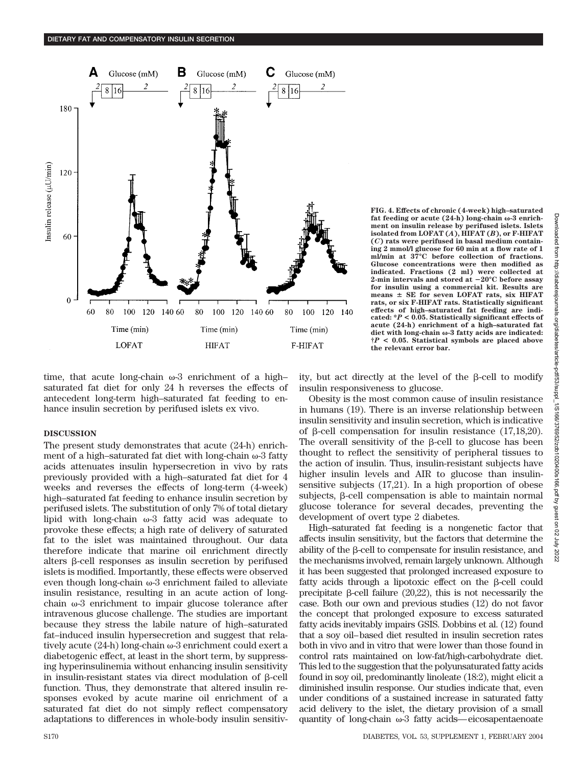FIG. 4. Effects of chronic (4-week) high–saturated fat feeding or acute (24-h) long-chain ω-3 enrichment on insulin release by perifused islets. Islets isolated from LOFAT (*A*), HIFAT (*B*), or F-HIFAT (*C*) rats were perifused in basal medium containing 2 mmol/l glucose for 60 min at a flow rate of 1 ml/min at 37°C before collection of fractions. Glucose concentrations were then modified as indicated. Fractions (2 ml) were collected at 2-min intervals and stored at −20°C before assay for insulin using a commercial kit. Results are means ± SE for seven LOFAT rats, six HIFAT rats, or six F-HIFAT rats. Statistically significant effects of high–saturated fat feeding are indicated: \*$P < 0.05$. Statistically significant effects of acute (24-h) enrichment of a high–saturated fat diet with long-chain ω-3 fatty acids are indicated: †$P < 0.05$. Statistical symbols are placed above the relevant error bar.

time, that acute long-chain ω-3 enrichment of a high–saturated fat diet for only 24 h reverses the effects of antecedent long-term high–saturated fat feeding to enhance insulin secretion by perifused islets ex vivo.

## DISCUSSION

The present study demonstrates that acute (24-h) enrichment of a high–saturated fat diet with long-chain ω-3 fatty acids attenuates insulin hypersecretion in vivo by rats previously provided with a high–saturated fat diet for 4 weeks and reverses the effects of long-term (4-week) high–saturated fat feeding to enhance insulin secretion by perifused islets. The substitution of only 7% of total dietary lipid with long-chain ω-3 fatty acid was adequate to provoke these effects; a high rate of delivery of saturated fat to the islet was maintained throughout. Our data therefore indicate that marine oil enrichment directly alters β-cell responses as insulin secretion by perifused islets is modified. Importantly, these effects were observed even though long-chain ω-3 enrichment failed to alleviate insulin resistance, resulting in an acute action of long-chain ω-3 enrichment to impair glucose tolerance after intravenous glucose challenge. The studies are important because they stress the labile nature of high–saturated fat–induced insulin hypersecretion and suggest that relatively acute (24-h) long-chain ω-3 enrichment could exert a diabetogenic effect, at least in the short term, by suppressing hyperinsulinemia without enhancing insulin sensitivity in insulin-resistant states via direct modulation of β-cell function. Thus, they demonstrate that altered insulin responses evoked by acute marine oil enrichment of a saturated fat diet do not simply reflect compensatory adaptations to differences in whole-body insulin sensitivity, but act directly at the level of the β-cell to modify insulin responsiveness to glucose.

Obesity is the most common cause of insulin resistance in humans (19). There is an inverse relationship between insulin sensitivity and insulin secretion, which is indicative of β-cell compensation for insulin resistance (17,18,20). The overall sensitivity of the β-cell to glucose has been thought to reflect the sensitivity of peripheral tissues to the action of insulin. Thus, insulin-resistant subjects have higher insulin levels and AIR to glucose than insulin-sensitive subjects (17,21). In a high proportion of obese subjects, β-cell compensation is able to maintain normal glucose tolerance for several decades, preventing the development of overt type 2 diabetes.

High–saturated fat feeding is a nongenetic factor that affects insulin sensitivity, but the factors that determine the ability of the β-cell to compensate for insulin resistance, and the mechanisms involved, remain largely unknown. Although it has been suggested that prolonged increased exposure to fatty acids through a lipotoxic effect on the β-cell could precipitate β-cell failure (20,22), this is not necessarily the case. Both our own and previous studies (12) do not favor the concept that prolonged exposure to excess saturated fatty acids inevitably impairs GSIS. Dobbins et al. (12) found that a soy oil–based diet resulted in insulin secretion rates both in vivo and in vitro that were lower than those found in control rats maintained on low-fat/high-carbohydrate diet. This led to the suggestion that the polyunsaturated fatty acids found in soy oil, predominantly linoleate (18:2), might elicit a diminished insulin response. Our studies indicate that, even under conditions of a sustained increase in saturated fatty acid delivery to the islet, the dietary provision of a small quantity of long-chain ω-3 fatty acids—eicosapentaenoate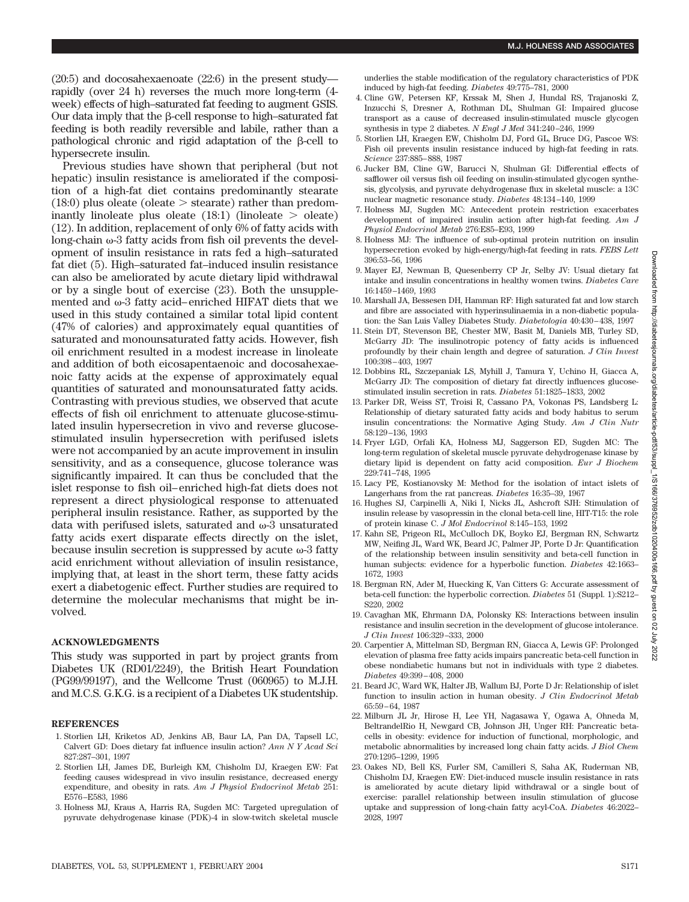(20:5) and docosahexaenoate (22:6) in the present study—rapidly (over 24 h) reverses the much more long-term (4-week) effects of high–saturated fat feeding to augment GSIS. Our data imply that the β-cell response to high–saturated fat feeding is both readily reversible and labile, rather than a pathological chronic and rigid adaptation of the β-cell to hypersecrete insulin.

Previous studies have shown that peripheral (but not hepatic) insulin resistance is ameliorated if the composition of a high-fat diet contains predominantly stearate (18:0) plus oleate (oleate > stearate) rather than predominantly linoleate plus oleate (18:1) (linoleate > oleate) (12). In addition, replacement of only 6% of fatty acids with long-chain ω-3 fatty acids from fish oil prevents the development of insulin resistance in rats fed a high–saturated fat diet (5). High–saturated fat–induced insulin resistance can also be ameliorated by acute dietary lipid withdrawal or by a single bout of exercise (23). Both the unsupplemented and ω-3 fatty acid–enriched HIFAT diets that we used in this study contained a similar total lipid content (47% of calories) and approximately equal quantities of saturated and monounsaturated fatty acids. However, fish oil enrichment resulted in a modest increase in linoleate and addition of both eicosapentaenoic and docosahexaenoic fatty acids at the expense of approximately equal quantities of saturated and monounsaturated fatty acids. Contrasting with previous studies, we observed that acute effects of fish oil enrichment to attenuate glucose-stimulated insulin hypersecretion in vivo and reverse glucose-stimulated insulin hypersecretion with perifused islets were not accompanied by an acute improvement in insulin sensitivity, and as a consequence, glucose tolerance was significantly impaired. It can thus be concluded that the islet response to fish oil–enriched high-fat diets does not represent a direct physiological response to attenuated peripheral insulin resistance. Rather, as supported by the data with perifused islets, saturated and ω-3 unsaturated fatty acids exert disparate effects directly on the islet, because insulin secretion is suppressed by acute ω-3 fatty acid enrichment without alleviation of insulin resistance, implying that, at least in the short term, these fatty acids exert a diabetogenic effect. Further studies are required to determine the molecular mechanisms that might be involved.

## ACKNOWLEDGMENTS

This study was supported in part by project grants from Diabetes UK (RD01/2249), the British Heart Foundation (PG99/99197), and the Wellcome Trust (060965) to M.J.H. and M.C.S. G.K.G. is a recipient of a Diabetes UK studentship.

## REFERENCES

1. Storlien LH, Kriketos AD, Jenkins AB, Baur LA, Pan DA, Tapsell LC, Calvert GD: Does dietary fat influence insulin action? *Ann N Y Acad Sci* 827:287–301, 1997
2. Storlien LH, James DE, Burleigh KM, Chisholm DJ, Kraegen EW: Fat feeding causes widespread in vivo insulin resistance, decreased energy expenditure, and obesity in rats. *Am J Physiol Endocrinol Metab* 251: E576–E583, 1986
3. Holness MJ, Kraus A, Harris RA, Sugden MC: Targeted upregulation of pyruvate dehydrogenase kinase (PDK)-4 in slow-twitch skeletal muscle underlies the stable modification of the regulatory characteristics of PDK induced by high-fat feeding. *Diabetes* 49:775–781, 2000
4. Cline GW, Petersen KF, Krssak M, Shen J, Hundal RS, Trajanoski Z, Inzucchi S, Dresner A, Rothman DL, Shulman GI: Impaired glucose transport as a cause of decreased insulin-stimulated muscle glycogen synthesis in type 2 diabetes. *N Engl J Med* 341:240–246, 1999
5. Storlien LH, Kraegen EW, Chisholm DJ, Ford GL, Bruce DG, Pascoe WS: Fish oil prevents insulin resistance induced by high-fat feeding in rats. *Science* 237:885–888, 1987
6. Jucker BM, Cline GW, Barucci N, Shulman GI: Differential effects of safflower oil versus fish oil feeding on insulin-stimulated glycogen synthesis, glycolysis, and pyruvate dehydrogenase flux in skeletal muscle: a 13C nuclear magnetic resonance study. *Diabetes* 48:134–140, 1999
7. Holness MJ, Sugden MC: Antecedent protein restriction exacerbates development of impaired insulin action after high-fat feeding. *Am J Physiol Endocrinol Metab* 276:E85–E93, 1999
8. Holness MJ: The influence of sub-optimal protein nutrition on insulin hypersecretion evoked by high-energy/high-fat feeding in rats. *FEBS Lett* 396:53–56, 1996
9. Mayer EJ, Newman B, Quesenberry CP Jr, Selby JV: Usual dietary fat intake and insulin concentrations in healthy women twins. *Diabetes Care* 16:1459–1469, 1993
10. Marshall JA, Bessesen DH, Hamman RF: High saturated fat and low starch and fibre are associated with hyperinsulinaemia in a non-diabetic population: the San Luis Valley Diabetes Study. *Diabetologia* 40:430–438, 1997
11. Stein DT, Stevenson BE, Chester MW, Basit M, Daniels MB, Turley SD, McGarry JD: The insulinotropic potency of fatty acids is influenced profoundly by their chain length and degree of saturation. *J Clin Invest* 100:398–403, 1997
12. Dobbins RL, Szczepaniak LS, Myhill J, Tamura Y, Uchino H, Giacca A, McGarry JD: The composition of dietary fat directly influences glucose-stimulated insulin secretion in rats. *Diabetes* 51:1825–1833, 2002
13. Parker DR, Weiss ST, Troisi R, Cassano PA, Vokonas PS, Landsberg L: Relationship of dietary saturated fatty acids and body habitus to serum insulin concentrations: the Normative Aging Study. *Am J Clin Nutr* 58:129–136, 1993
14. Fryer LGD, Orfali KA, Holness MJ, Saggerson ED, Sugden MC: The long-term regulation of skeletal muscle pyruvate dehydrogenase kinase by dietary lipid is dependent on fatty acid composition. *Eur J Biochem* 229:741–748, 1995
15. Lacy PE, Kostianovsky M: Method for the isolation of intact islets of Langerhans from the rat pancreas. *Diabetes* 16:35–39, 1967
16. Hughes SJ, Carpinelli A, Niki I, Nicks JL, Ashcroft SJH: Stimulation of insulin release by vasopressin in the clonal beta-cell line, HIT-T15: the role of protein kinase C. *J Mol Endocrinol* 8:145–153, 1992
17. Kahn SE, Prigeon RL, McCulloch DK, Boyko EJ, Bergman RN, Schwartz MW, Neifing JL, Ward WK, Beard JC, Palmer JP, Porte D Jr: Quantification of the relationship between insulin sensitivity and beta-cell function in human subjects: evidence for a hyperbolic function. *Diabetes* 42:1663–1672, 1993
18. Bergman RN, Ader M, Huecking K, Van Citters G: Accurate assessment of beta-cell function: the hyperbolic correction. *Diabetes* 51 (Suppl. 1):S212–S220, 2002
19. Cavaghan MK, Ehrmann DA, Polonsky KS: Interactions between insulin resistance and insulin secretion in the development of glucose intolerance. *J Clin Invest* 106:329–333, 2000
20. Carpentier A, Mittelman SD, Bergman RN, Giacca A, Lewis GF: Prolonged elevation of plasma free fatty acids impairs pancreatic beta-cell function in obese nondiabetic humans but not in individuals with type 2 diabetes. *Diabetes* 49:399–408, 2000
21. Beard JC, Ward WK, Halter JB, Wallum BJ, Porte D Jr: Relationship of islet function to insulin action in human obesity. *J Clin Endocrinol Metab* 65:59–64, 1987
22. Milburn JL Jr, Hirose H, Lee YH, Nagasawa Y, Ogawa A, Ohneda M, BeltrandelRio H, Newgard CB, Johnson JH, Unger RH: Pancreatic beta-cells in obesity: evidence for induction of functional, morphologic, and metabolic abnormalities by increased long chain fatty acids. *J Biol Chem* 270:1295–1299, 1995
23. Oakes ND, Bell KS, Furler SM, Camilleri S, Saha AK, Ruderman NB, Chisholm DJ, Kraegen EW: Diet-induced muscle insulin resistance in rats is ameliorated by acute dietary lipid withdrawal or a single bout of exercise: parallel relationship between insulin stimulation of glucose uptake and suppression of long-chain fatty acyl-CoA. *Diabetes* 46:2022–2028, 1997